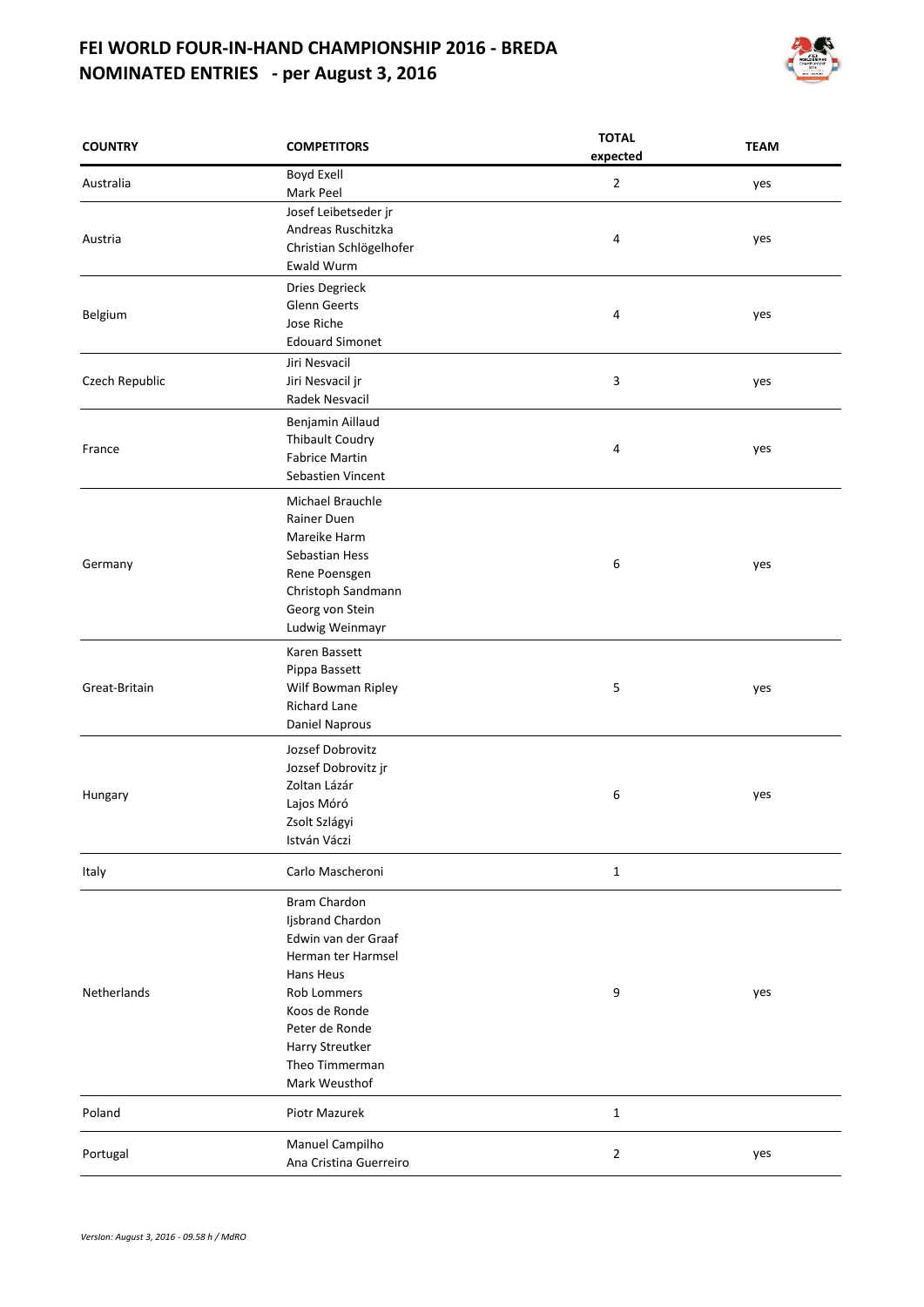# FEI WORLD FOUR-IN-HAND CHAMPIONSHIP 2016 - BREDA
## NOMINATED ENTRIES - per August 3, 2016

| COUNTRY | COMPETITORS | TOTAL expected | TEAM |
|---|---|---|---|
| Australia | Boyd Exell<br>Mark Peel | 2 | yes |
| Austria | Josef Leibetseder jr<br>Andreas Ruschitzka<br>Christian Schlögelhofer<br>Ewald Wurm | 4 | yes |
| Belgium | Dries Degrieck<br>Glenn Geerts<br>Jose Riche<br>Edouard Simonet | 4 | yes |
| Czech Republic | Jiri Nesvacil<br>Jiri Nesvacil jr<br>Radek Nesvacil | 3 | yes |
| France | Benjamin Aillaud<br>Thibault Coudry<br>Fabrice Martin<br>Sebastien Vincent | 4 | yes |
| Germany | Michael Brauchle<br>Rainer Duen<br>Mareike Harm<br>Sebastian Hess<br>Rene Poensgen<br>Christoph Sandmann<br>Georg von Stein<br>Ludwig Weinmayr | 6 | yes |
| Great-Britain | Karen Bassett<br>Pippa Bassett<br>Wilf Bowman Ripley<br>Richard Lane<br>Daniel Naprous | 5 | yes |
| Hungary | Jozsef Dobrovitz<br>Jozsef Dobrovitz jr<br>Zoltan Lázár<br>Lajos Móró<br>Zsolt Szlágyi<br>István Váczi | 6 | yes |
| Italy | Carlo Mascheroni | 1 | |
| Netherlands | Bram Chardon<br>Ijsbrand Chardon<br>Edwin van der Graaf<br>Herman ter Harmsel<br>Hans Heus<br>Rob Lommers<br>Koos de Ronde<br>Peter de Ronde<br>Harry Streutker<br>Theo Timmerman<br>Mark Weusthof | 9 | yes |
| Poland | Piotr Mazurek | 1 | |
| Portugal | Manuel Campilho<br>Ana Cristina Guerreiro | 2 | yes |

*Version: August 3, 2016 - 09.58 h / MdRO*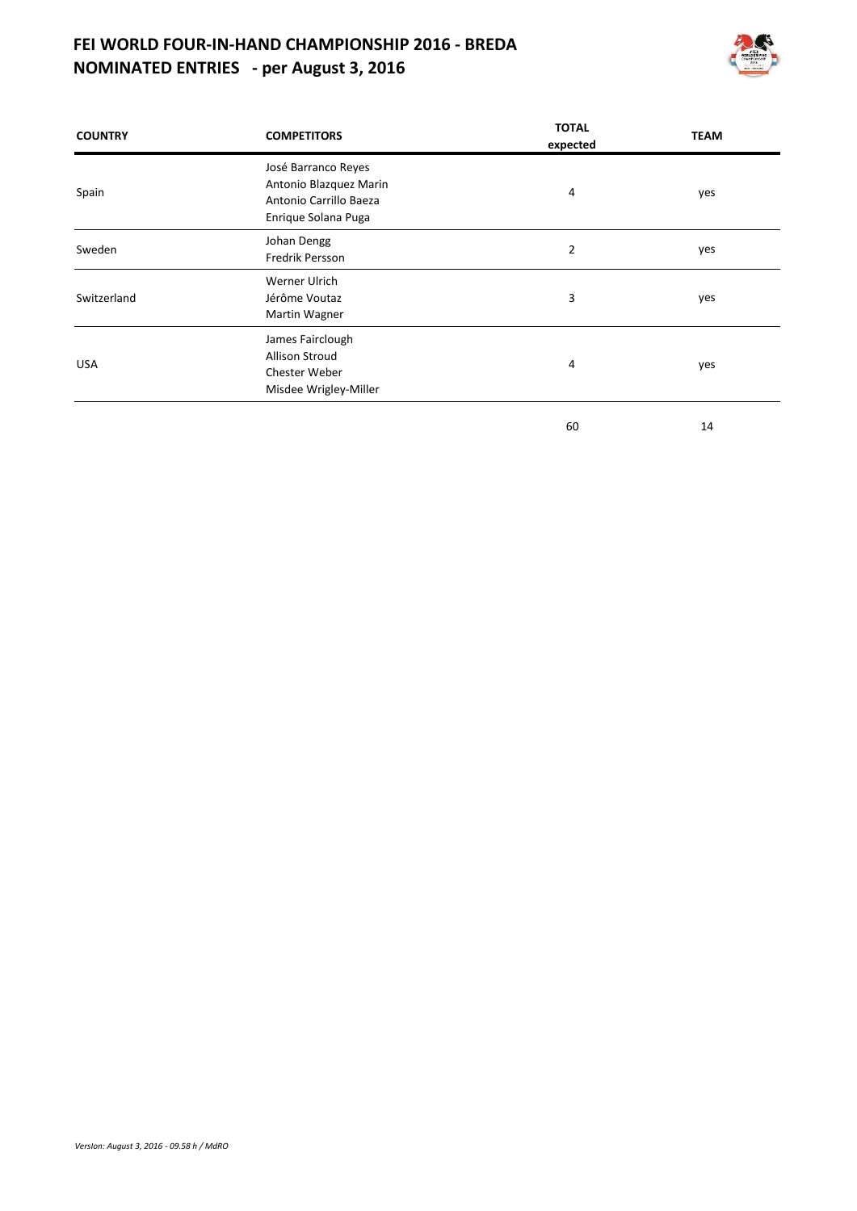# FEI WORLD FOUR-IN-HAND CHAMPIONSHIP 2016 - BREDA
## NOMINATED ENTRIES - per August 3, 2016

| COUNTRY | COMPETITORS | TOTAL expected | TEAM |
|---|---|---|---|
| Spain | José Barranco Reyes<br>Antonio Blazquez Marin<br>Antonio Carrillo Baeza<br>Enrique Solana Puga | 4 | yes |
| Sweden | Johan Dengg<br>Fredrik Persson | 2 | yes |
| Switzerland | Werner Ulrich<br>Jérôme Voutaz<br>Martin Wagner | 3 | yes |
| USA | James Fairclough<br>Allison Stroud<br>Chester Weber<br>Misdee Wrigley-Miller | 4 | yes |
| | | 60 | 14 |

*Version: August 3, 2016 - 09.58 h / MdRO*